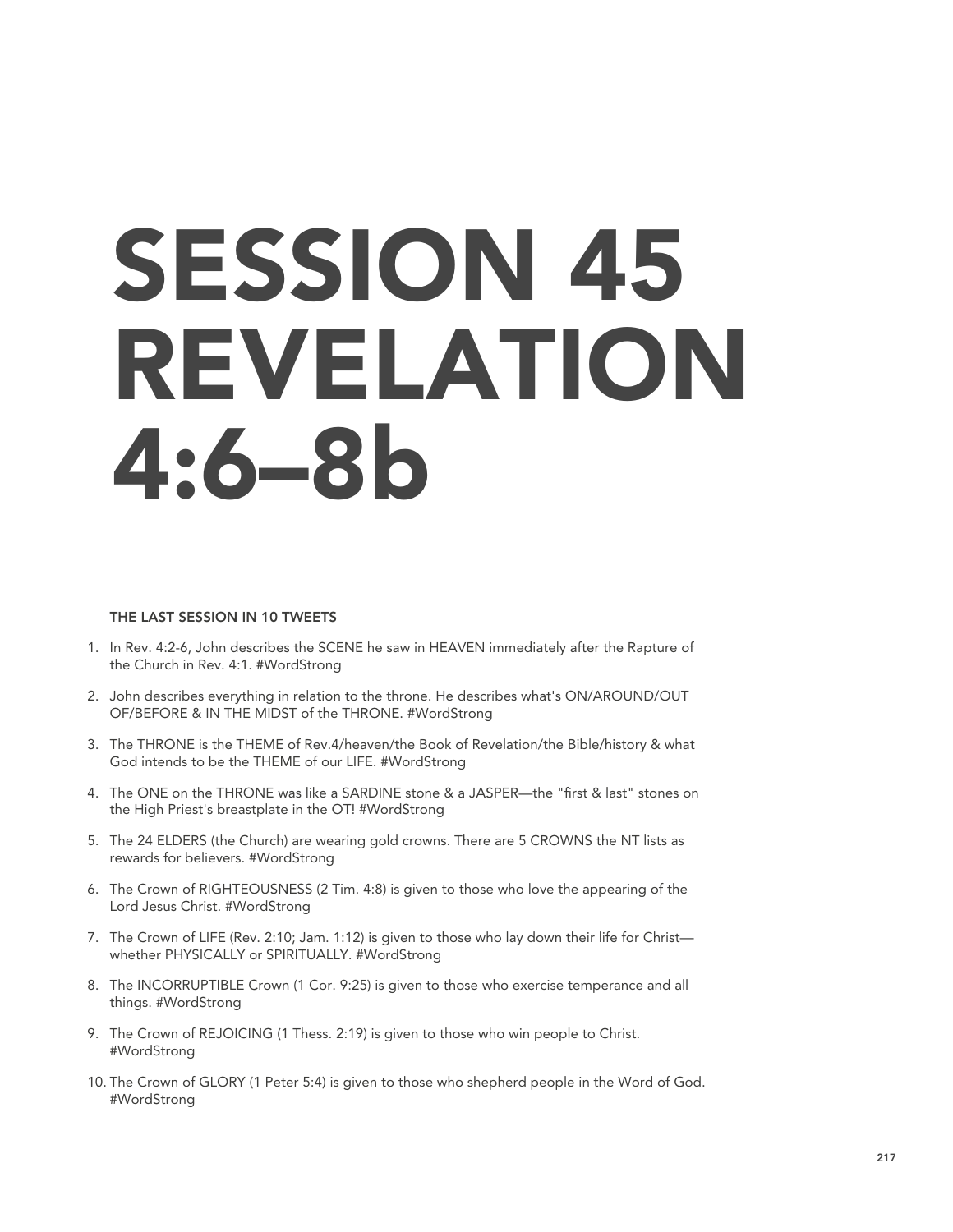# SESSION 45 REVELATION 4:6–8b

**THE LAST SESSION IN 10 TWEETS**

1. In Rev. 4:2-6, John describes the SCENE he saw in HEAVEN immediately after the Rapture of the Church in Rev. 4:1. #WordStrong
2. John describes everything in relation to the throne. He describes what's ON/AROUND/OUT OF/BEFORE & IN THE MIDST of the THRONE. #WordStrong
3. The THRONE is the THEME of Rev.4/heaven/the Book of Revelation/the Bible/history & what God intends to be the THEME of our LIFE. #WordStrong
4. The ONE on the THRONE was like a SARDINE stone & a JASPER—the "first & last" stones on the High Priest's breastplate in the OT! #WordStrong
5. The 24 ELDERS (the Church) are wearing gold crowns. There are 5 CROWNS the NT lists as rewards for believers. #WordStrong
6. The Crown of RIGHTEOUSNESS (2 Tim. 4:8) is given to those who love the appearing of the Lord Jesus Christ. #WordStrong
7. The Crown of LIFE (Rev. 2:10; Jam. 1:12) is given to those who lay down their life for Christ—whether PHYSICALLY or SPIRITUALLY. #WordStrong
8. The INCORRUPTIBLE Crown (1 Cor. 9:25) is given to those who exercise temperance and all things. #WordStrong
9. The Crown of REJOICING (1 Thess. 2:19) is given to those who win people to Christ. #WordStrong
10. The Crown of GLORY (1 Peter 5:4) is given to those who shepherd people in the Word of God. #WordStrong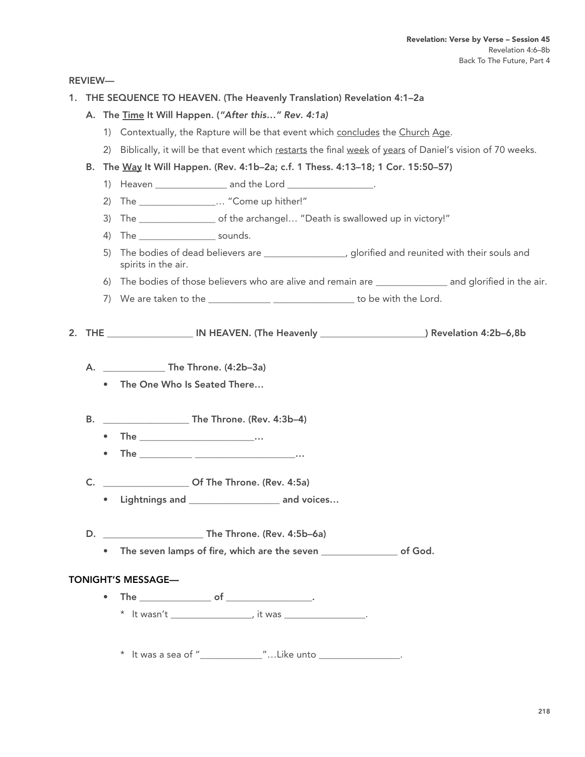REVIEW—

1. **THE SEQUENCE TO HEAVEN. (The Heavenly Translation) Revelation 4:1–2a**

   A. **The <u>Time</u> It Will Happen. (*"After this…" Rev. 4:1a*)**

      1) Contextually, the Rapture will be that event which <u>concludes</u> the <u>Church</u> <u>Age</u>.

      2) Biblically, it will be that event which <u>restarts</u> the final <u>week</u> of <u>years</u> of Daniel's vision of 70 weeks.

   B. **The <u>Way</u> It Will Happen. (Rev. 4:1b–2a; c.f. 1 Thess. 4:13–18; 1 Cor. 15:50–57)**

      1) Heaven _______________ and the Lord __________________.

      2) The ________________… "Come up hither!"

      3) The ________________ of the archangel… "Death is swallowed up in victory!"

      4) The ________________ sounds.

      5) The bodies of dead believers are _________________, glorified and reunited with their souls and spirits in the air.

      6) The bodies of those believers who are alive and remain are _______________ and glorified in the air.

      7) We are taken to the _____________ _________________ to be with the Lord.

2. **THE _________________ IN HEAVEN. (The Heavenly _____________________) Revelation 4:2b–6,8b**

   A. **_____________ The Throne. (4:2b–3a)**

      - **The One Who Is Seated There…**

   B. **_________________ The Throne. (Rev. 4:3b–4)**

      - **The ________________________…**
      - **The ___________ _____________________…**

   C. **_________________ Of The Throne. (Rev. 4:5a)**

      - **Lightnings and __________________ and voices…**

   D. **____________________ The Throne. (Rev. 4:5b–6a)**

      - **The seven lamps of fire, which are the seven ________________ of God.**

**TONIGHT'S MESSAGE—**

- **The _______________ of __________________.**

  * It wasn't _________________, it was _________________.

  * It was a sea of "_____________"…Like unto _________________.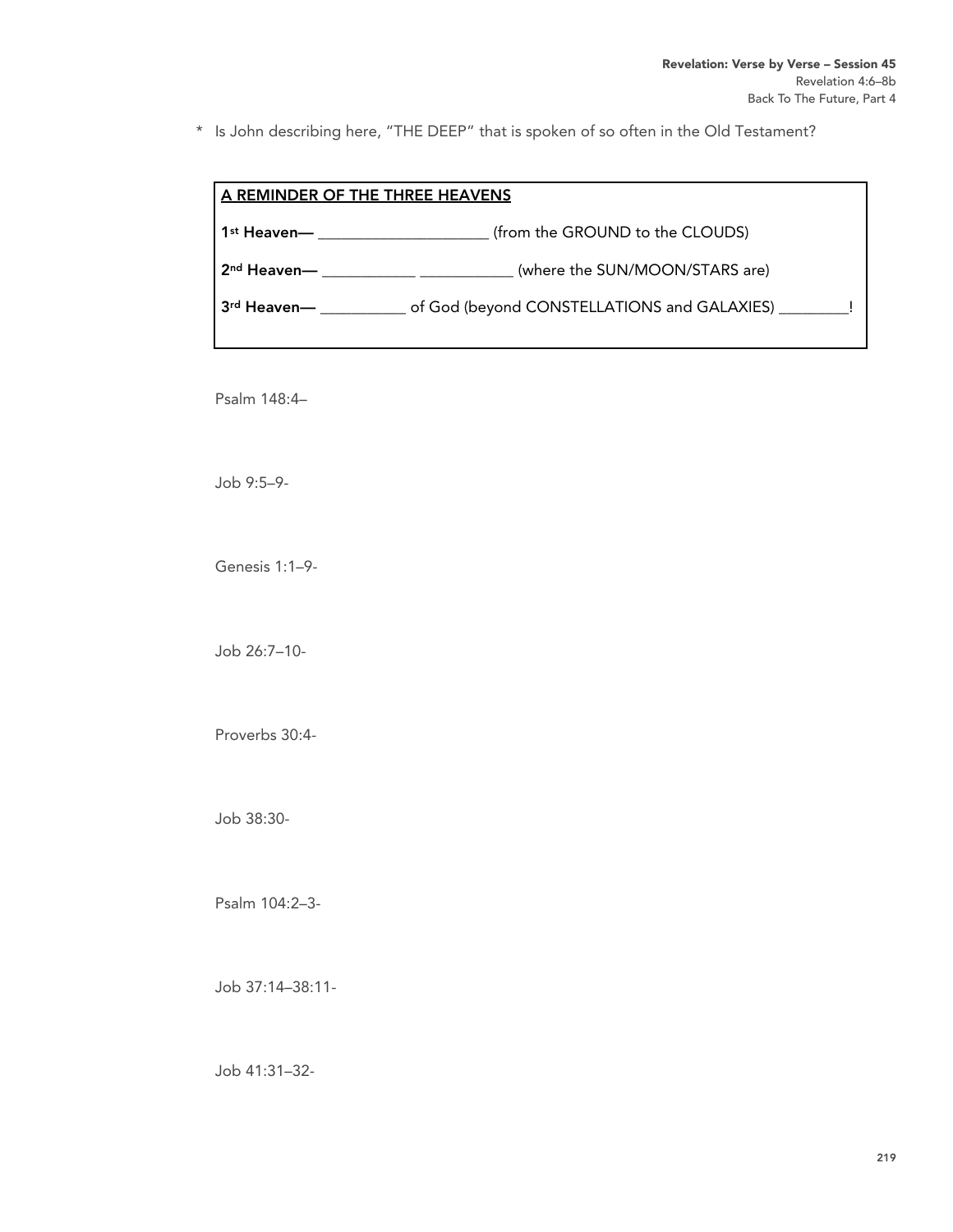* Is John describing here, "THE DEEP" that is spoken of so often in the Old Testament?

**A REMINDER OF THE THREE HEAVENS**

**1st Heaven—** _____________________ (from the GROUND to the CLOUDS)

**2nd Heaven—** ____________ ____________ (where the SUN/MOON/STARS are)

**3rd Heaven—** ___________ of God (beyond CONSTELLATIONS and GALAXIES) _________!

Psalm 148:4–

Job 9:5–9-

Genesis 1:1–9-

Job 26:7–10-

Proverbs 30:4-

Job 38:30-

Psalm 104:2–3-

Job 37:14–38:11-

Job 41:31–32-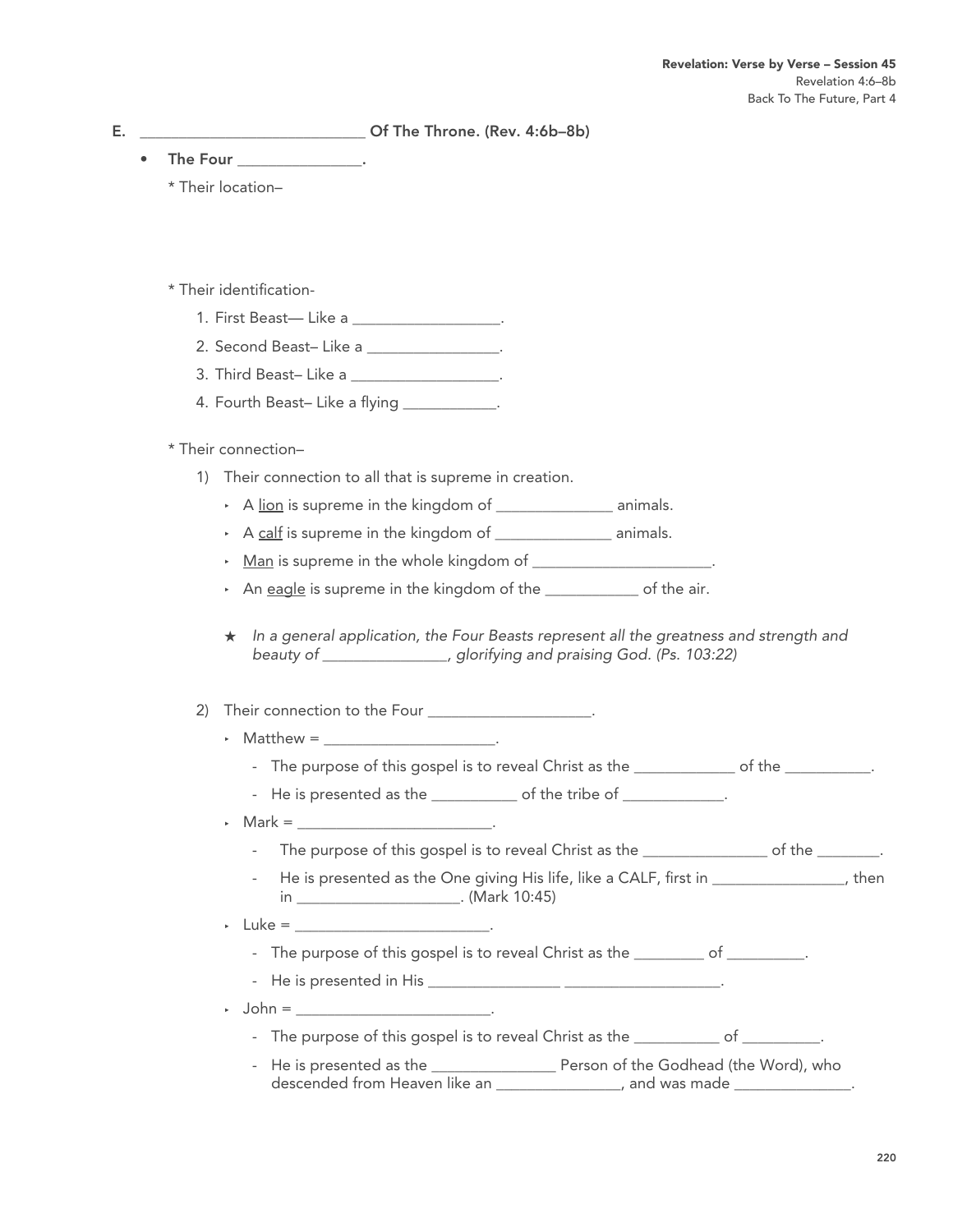E. ____________________________ Of The Throne. (Rev. 4:6b–8b)

- **The Four ________________.**

  * Their location–

  * Their identification-

    1. First Beast— Like a ___________________.
    2. Second Beast– Like a _________________.
    3. Third Beast– Like a ___________________.
    4. Fourth Beast– Like a flying ____________.

  * Their connection–

    1) Their connection to all that is supreme in creation.

       - A <u>lion</u> is supreme in the kingdom of _______________ animals.
       - A <u>calf</u> is supreme in the kingdom of _______________ animals.
       - <u>Man</u> is supreme in the whole kingdom of _______________________.
       - An <u>eagle</u> is supreme in the kingdom of the ____________ of the air.

       ★ *In a general application, the Four Beasts represent all the greatness and strength and beauty of ________________, glorifying and praising God. (Ps. 103:22)*

    2) Their connection to the Four _____________________.

       - Matthew = ______________________.
         - The purpose of this gospel is to reveal Christ as the _____________ of the ___________.
         - He is presented as the ___________ of the tribe of _____________.
       - Mark = _________________________.
         - The purpose of this gospel is to reveal Christ as the ________________ of the ________.
         - He is presented as the One giving His life, like a CALF, first in _________________, then in _____________________. (Mark 10:45)
       - Luke = _________________________.
         - The purpose of this gospel is to reveal Christ as the _________ of __________.
         - He is presented in His _________________ ____________________.
       - John = _________________________.
         - The purpose of this gospel is to reveal Christ as the ___________ of __________.
         - He is presented as the ________________ Person of the Godhead (the Word), who descended from Heaven like an ________________, and was made _______________.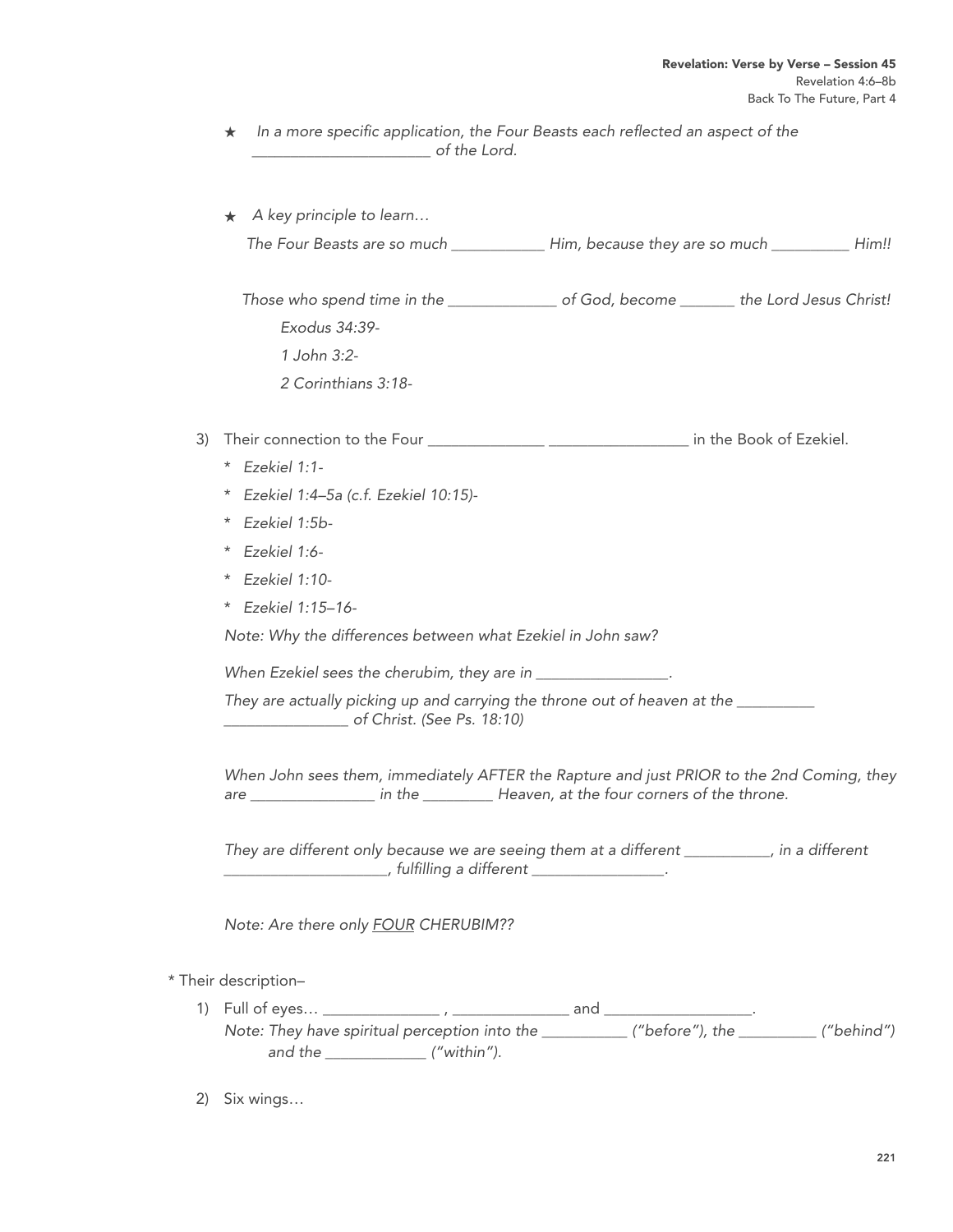★ *In a more specific application, the Four Beasts each reflected an aspect of the _____________________ of the Lord.*

★ *A key principle to learn…*

*The Four Beasts are so much ___________ Him, because they are so much _________ Him!!*

*Those who spend time in the _____________ of God, become _______ the Lord Jesus Christ!*

*Exodus 34:39-*

*1 John 3:2-*

*2 Corinthians 3:18-*

3) Their connection to the Four ______________ ________________ in the Book of Ezekiel.

   * *Ezekiel 1:1-*
   * *Ezekiel 1:4–5a (c.f. Ezekiel 10:15)-*
   * *Ezekiel 1:5b-*
   * *Ezekiel 1:6-*
   * *Ezekiel 1:10-*
   * *Ezekiel 1:15–16-*

   *Note: Why the differences between what Ezekiel in John saw?*

   *When Ezekiel sees the cherubim, they are in ________________.*

   *They are actually picking up and carrying the throne out of heaven at the _________ _______________ of Christ. (See Ps. 18:10)*

   *When John sees them, immediately AFTER the Rapture and just PRIOR to the 2nd Coming, they are _______________ in the ________ Heaven, at the four corners of the throne.*

   *They are different only because we are seeing them at a different __________, in a different ____________________, fulfilling a different ________________.*

   *Note: Are there only <u>FOUR</u> CHERUBIM??*

* Their description–

1) Full of eyes… ______________ , ______________ and _________________.
   *Note: They have spiritual perception into the __________ ("before"), the _________ ("behind") and the ____________ ("within").*

2) Six wings…